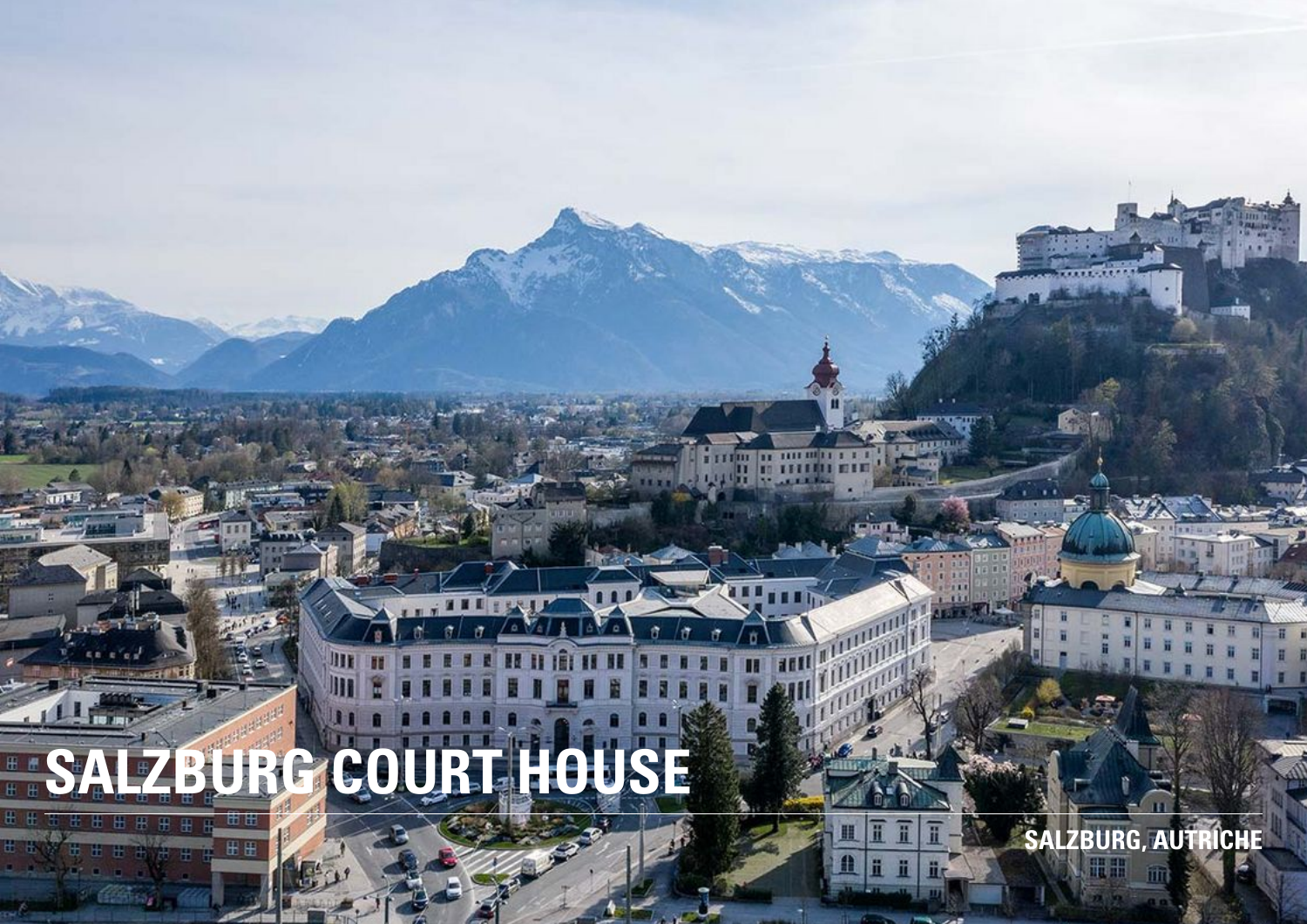# SALZBURG COURT HOUSE

SALZBURG, AUTRICHE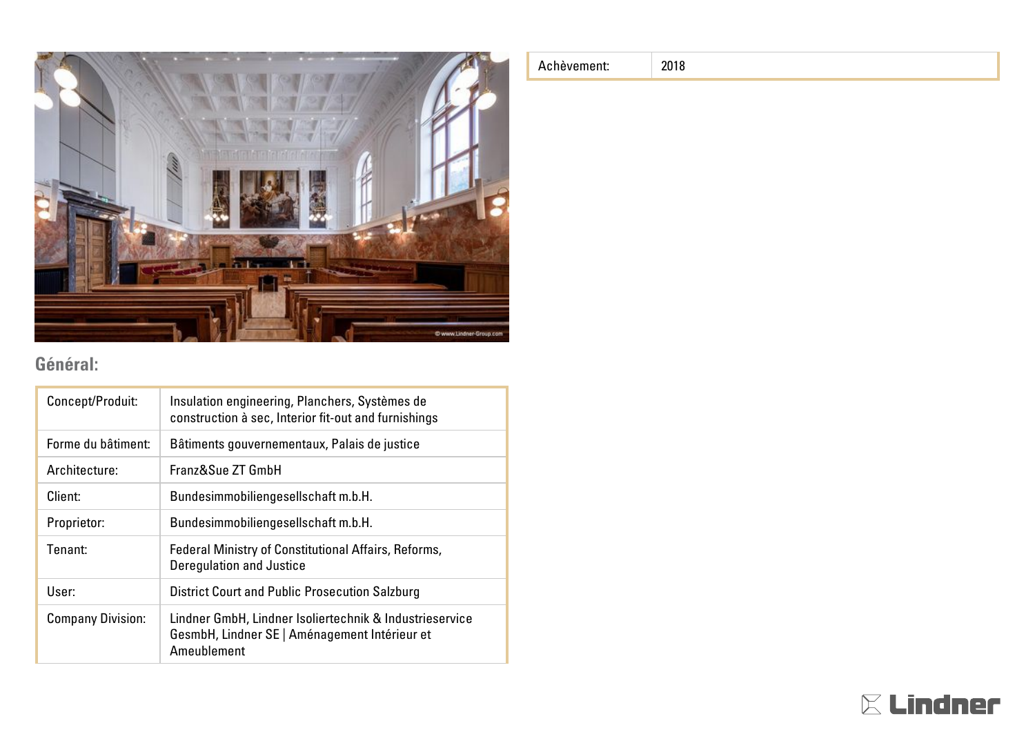## Général:

| Concept/Produit: | Insulation engineering, Planchers, Systèmes de construction à sec, Interior fit-out and furnishings |
|---|---|
| Forme du bâtiment: | Bâtiments gouvernementaux, Palais de justice |
| Architecture: | Franz&Sue ZT GmbH |
| Client: | Bundesimmobiliengesellschaft m.b.H. |
| Proprietor: | Bundesimmobiliengesellschaft m.b.H. |
| Tenant: | Federal Ministry of Constitutional Affairs, Reforms, Deregulation and Justice |
| User: | District Court and Public Prosecution Salzburg |
| Company Division: | Lindner GmbH, Lindner Isoliertechnik & Industrieservice GesmbH, Lindner SE \| Aménagement Intérieur et Ameublement |

| Achèvement: | 2018 |
|---|---|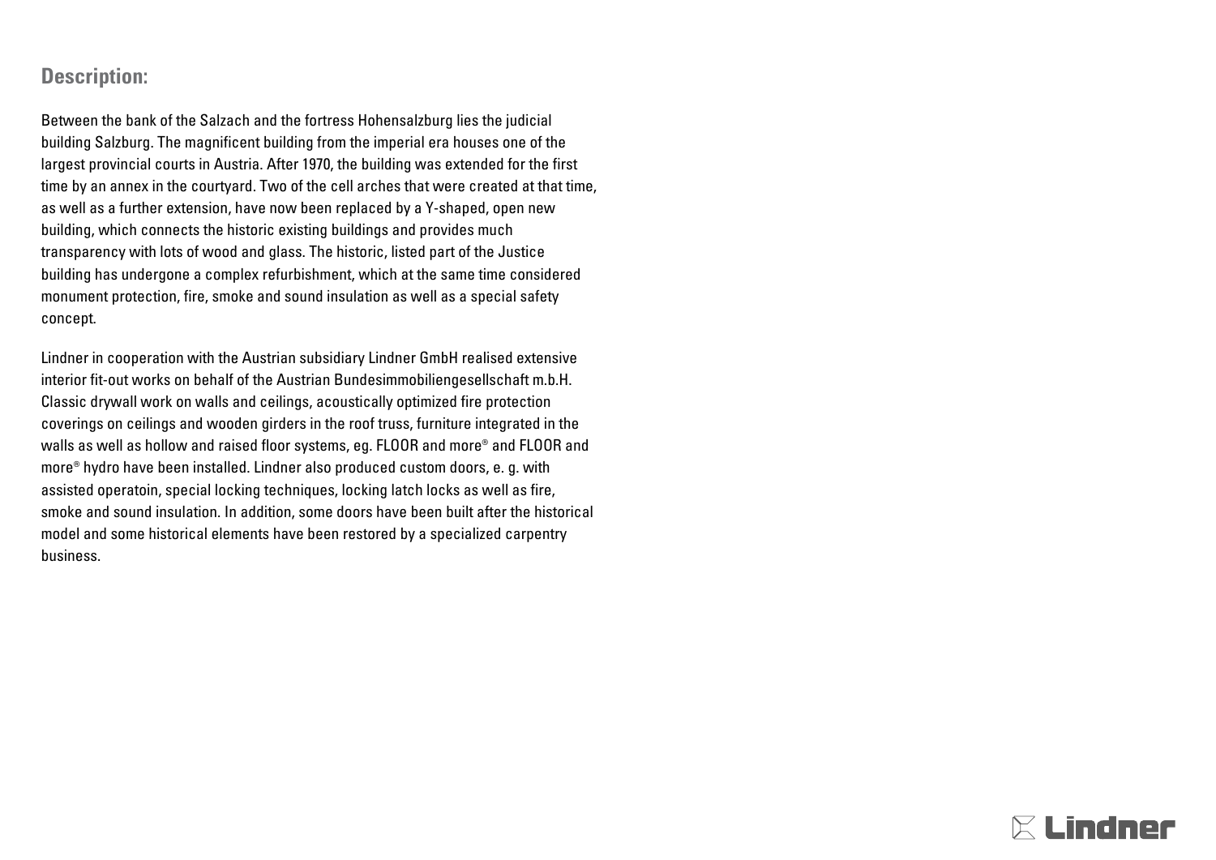## Description:

Between the bank of the Salzach and the fortress Hohensalzburg lies the judicial building Salzburg. The magnificent building from the imperial era houses one of the largest provincial courts in Austria. After 1970, the building was extended for the first time by an annex in the courtyard. Two of the cell arches that were created at that time, as well as a further extension, have now been replaced by a Y-shaped, open new building, which connects the historic existing buildings and provides much transparency with lots of wood and glass. The historic, listed part of the Justice building has undergone a complex refurbishment, which at the same time considered monument protection, fire, smoke and sound insulation as well as a special safety concept.

Lindner in cooperation with the Austrian subsidiary Lindner GmbH realised extensive interior fit-out works on behalf of the Austrian Bundesimmobiliengesellschaft m.b.H. Classic drywall work on walls and ceilings, acoustically optimized fire protection coverings on ceilings and wooden girders in the roof truss, furniture integrated in the walls as well as hollow and raised floor systems, eg. FLOOR and more® and FLOOR and more® hydro have been installed. Lindner also produced custom doors, e. g. with assisted operatoin, special locking techniques, locking latch locks as well as fire, smoke and sound insulation. In addition, some doors have been built after the historical model and some historical elements have been restored by a specialized carpentry business.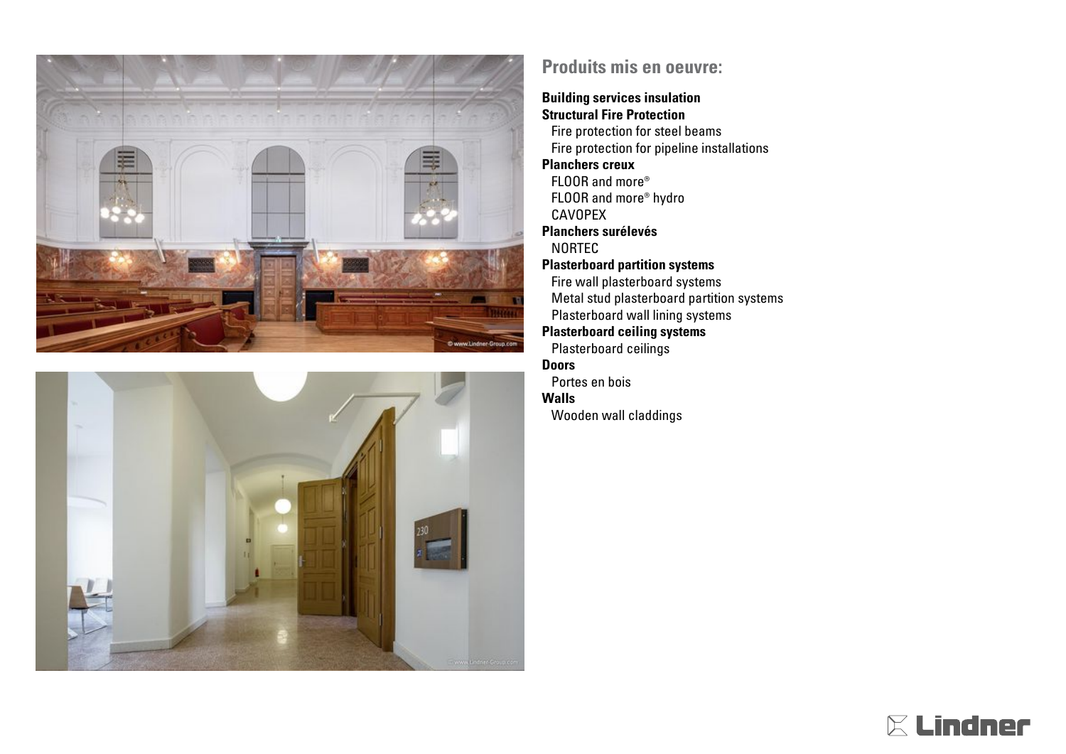## Produits mis en oeuvre:

**Building services insulation**

**Structural Fire Protection**

- Fire protection for steel beams
- Fire protection for pipeline installations

**Planchers creux**

- FLOOR and more®
- FLOOR and more® hydro
- CAVOPEX

**Planchers surélevés**

- NORTEC

**Plasterboard partition systems**

- Fire wall plasterboard systems
- Metal stud plasterboard partition systems
- Plasterboard wall lining systems

**Plasterboard ceiling systems**

- Plasterboard ceilings

**Doors**

- Portes en bois

**Walls**

- Wooden wall claddings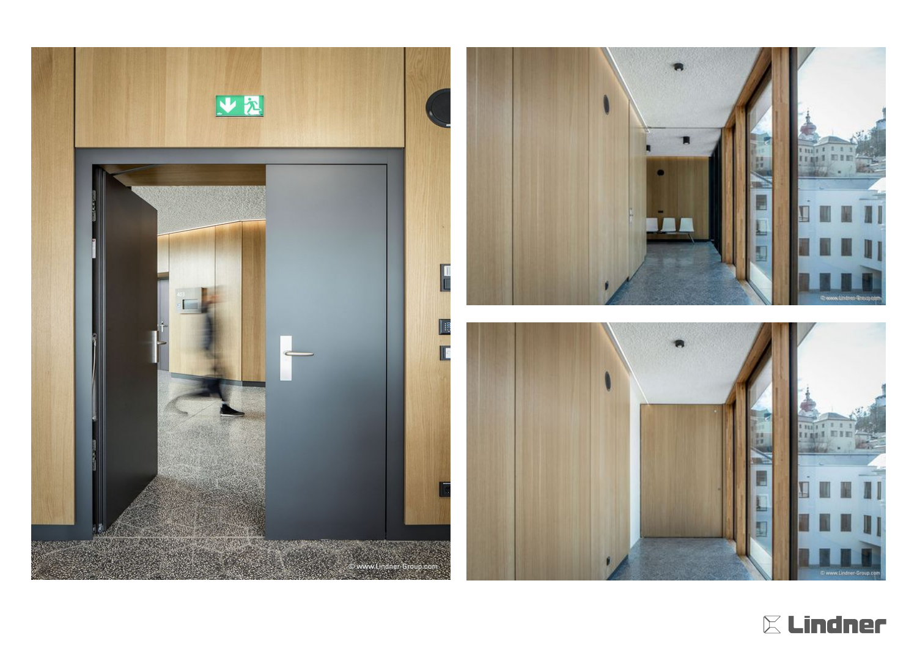© www.Lindner-Group.com

© www.Lindner-Group.com

© www.Lindner-Group.com

Lindner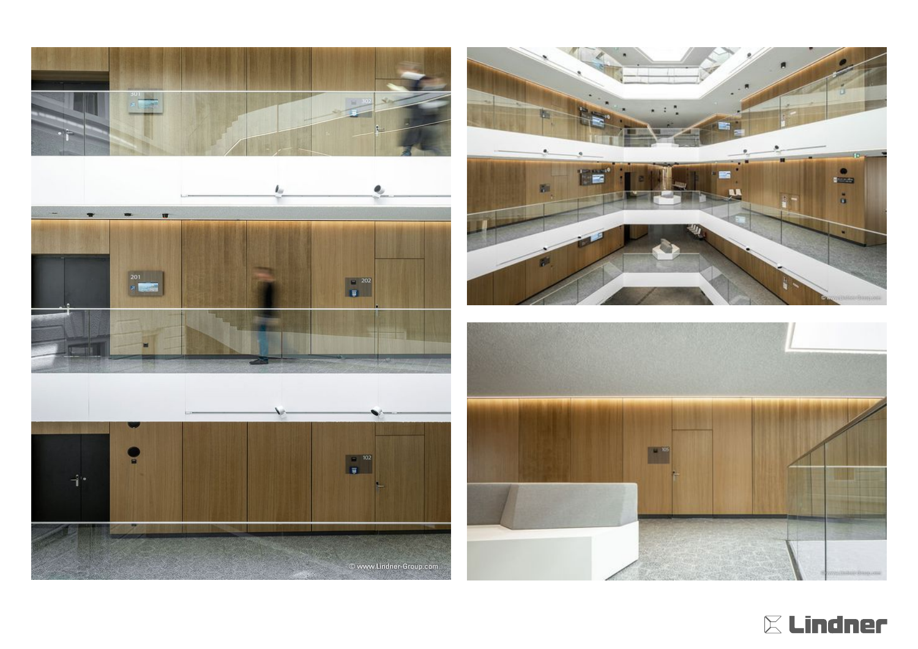© www.Lindner-Group.com